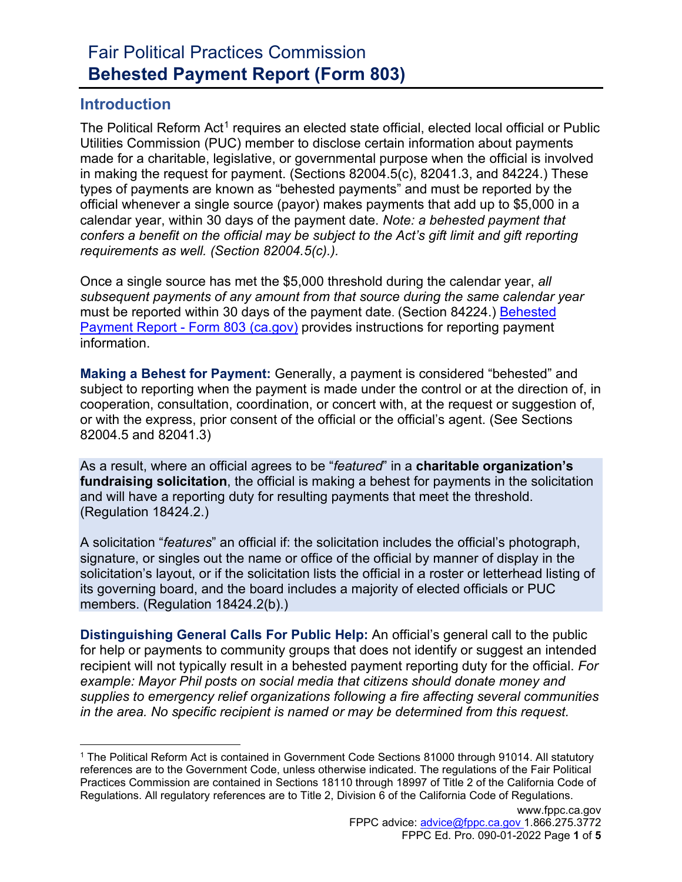# Fair Political Practices Commission
# **Behested Payment Report (Form 803)**

## Introduction

The Political Reform Act[1] requires an elected state official, elected local official or Public Utilities Commission (PUC) member to disclose certain information about payments made for a charitable, legislative, or governmental purpose when the official is involved in making the request for payment. (Sections 82004.5(c), 82041.3, and 84224.) These types of payments are known as "behested payments" and must be reported by the official whenever a single source (payor) makes payments that add up to $5,000 in a calendar year, within 30 days of the payment date. *Note: a behested payment that confers a benefit on the official may be subject to the Act's gift limit and gift reporting requirements as well. (Section 82004.5(c).).*

Once a single source has met the $5,000 threshold during the calendar year, *all subsequent payments of any amount from that source during the same calendar year* must be reported within 30 days of the payment date. (Section 84224.) [Behested Payment Report - Form 803 (ca.gov)] provides instructions for reporting payment information.

**Making a Behest for Payment:** Generally, a payment is considered "behested" and subject to reporting when the payment is made under the control or at the direction of, in cooperation, consultation, coordination, or concert with, at the request or suggestion of, or with the express, prior consent of the official or the official's agent. (See Sections 82004.5 and 82041.3)

As a result, where an official agrees to be "*featured*" in a **charitable organization's fundraising solicitation**, the official is making a behest for payments in the solicitation and will have a reporting duty for resulting payments that meet the threshold. (Regulation 18424.2.)

A solicitation "*features*" an official if: the solicitation includes the official's photograph, signature, or singles out the name or office of the official by manner of display in the solicitation's layout, or if the solicitation lists the official in a roster or letterhead listing of its governing board, and the board includes a majority of elected officials or PUC members. (Regulation 18424.2(b).)

**Distinguishing General Calls For Public Help:** An official's general call to the public for help or payments to community groups that does not identify or suggest an intended recipient will not typically result in a behested payment reporting duty for the official. *For example: Mayor Phil posts on social media that citizens should donate money and supplies to emergency relief organizations following a fire affecting several communities in the area. No specific recipient is named or may be determined from this request.*

---

[1] The Political Reform Act is contained in Government Code Sections 81000 through 91014. All statutory references are to the Government Code, unless otherwise indicated. The regulations of the Fair Political Practices Commission are contained in Sections 18110 through 18997 of Title 2 of the California Code of Regulations. All regulatory references are to Title 2, Division 6 of the California Code of Regulations.

www.fppc.ca.gov
FPPC advice: advice@fppc.ca.gov 1.866.275.3772
FPPC Ed. Pro. 090-01-2022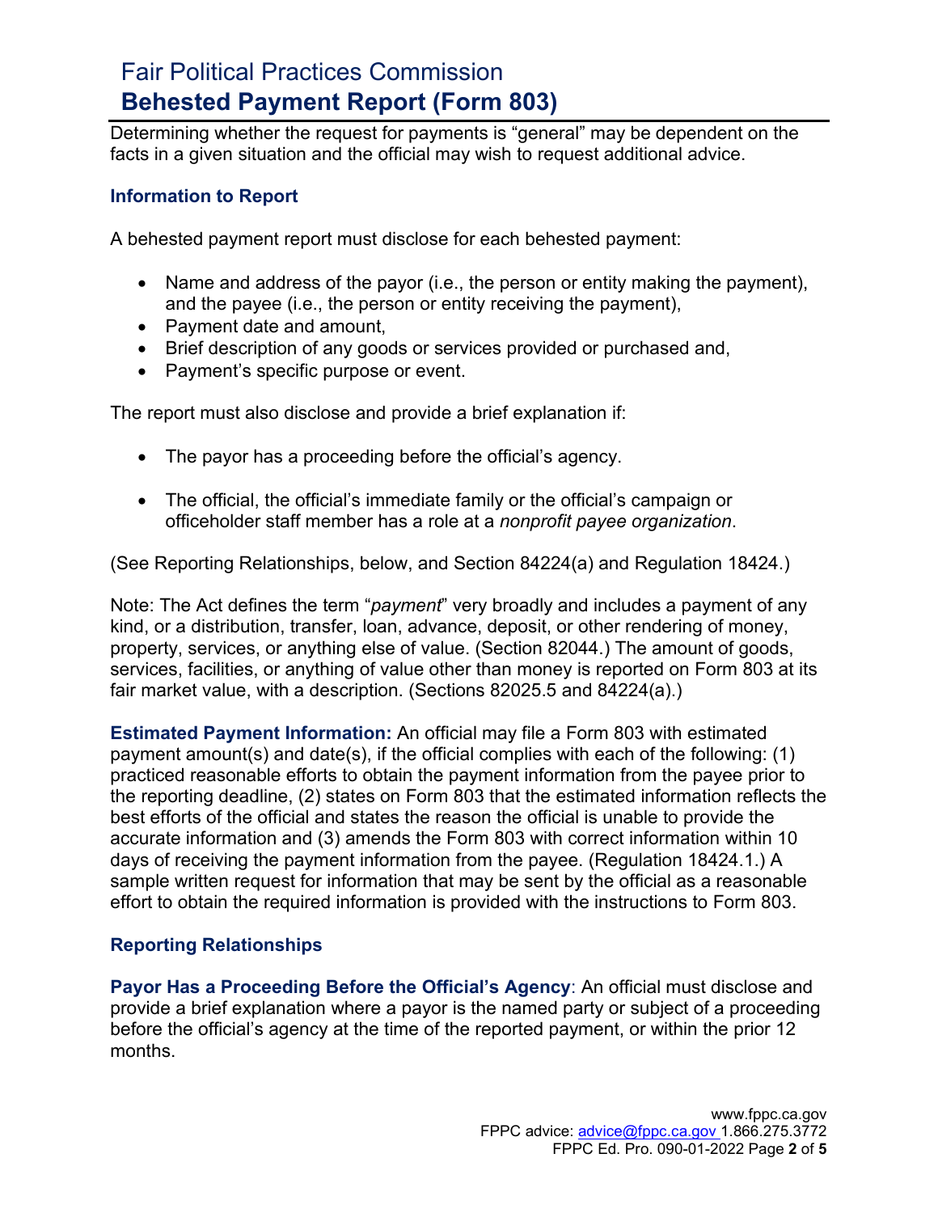Determining whether the request for payments is "general" may be dependent on the facts in a given situation and the official may wish to request additional advice.

### Information to Report

A behested payment report must disclose for each behested payment:

- Name and address of the payor (i.e., the person or entity making the payment), and the payee (i.e., the person or entity receiving the payment),
- Payment date and amount,
- Brief description of any goods or services provided or purchased and,
- Payment's specific purpose or event.

The report must also disclose and provide a brief explanation if:

- The payor has a proceeding before the official's agency.
- The official, the official's immediate family or the official's campaign or officeholder staff member has a role at a *nonprofit payee organization*.

(See Reporting Relationships, below, and Section 84224(a) and Regulation 18424.)

Note: The Act defines the term "*payment*" very broadly and includes a payment of any kind, or a distribution, transfer, loan, advance, deposit, or other rendering of money, property, services, or anything else of value. (Section 82044.) The amount of goods, services, facilities, or anything of value other than money is reported on Form 803 at its fair market value, with a description. (Sections 82025.5 and 84224(a).)

**Estimated Payment Information:** An official may file a Form 803 with estimated payment amount(s) and date(s), if the official complies with each of the following: (1) practiced reasonable efforts to obtain the payment information from the payee prior to the reporting deadline, (2) states on Form 803 that the estimated information reflects the best efforts of the official and states the reason the official is unable to provide the accurate information and (3) amends the Form 803 with correct information within 10 days of receiving the payment information from the payee. (Regulation 18424.1.) A sample written request for information that may be sent by the official as a reasonable effort to obtain the required information is provided with the instructions to Form 803.

### Reporting Relationships

**Payor Has a Proceeding Before the Official's Agency**: An official must disclose and provide a brief explanation where a payor is the named party or subject of a proceeding before the official's agency at the time of the reported payment, or within the prior 12 months.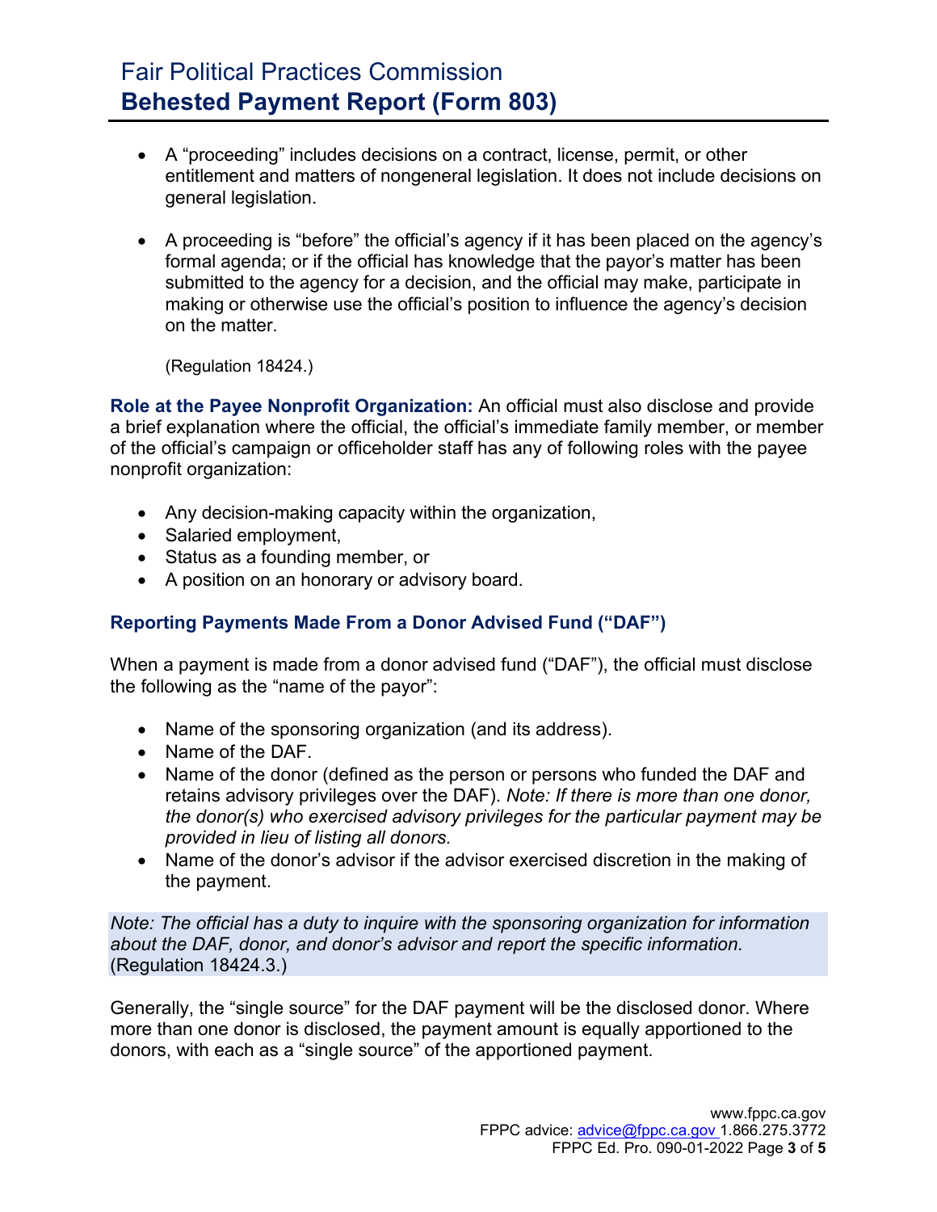- A "proceeding" includes decisions on a contract, license, permit, or other entitlement and matters of nongeneral legislation. It does not include decisions on general legislation.
- A proceeding is "before" the official's agency if it has been placed on the agency's formal agenda; or if the official has knowledge that the payor's matter has been submitted to the agency for a decision, and the official may make, participate in making or otherwise use the official's position to influence the agency's decision on the matter.

  (Regulation 18424.)

**Role at the Payee Nonprofit Organization:** An official must also disclose and provide a brief explanation where the official, the official's immediate family member, or member of the official's campaign or officeholder staff has any of following roles with the payee nonprofit organization:

- Any decision-making capacity within the organization,
- Salaried employment,
- Status as a founding member, or
- A position on an honorary or advisory board.

### Reporting Payments Made From a Donor Advised Fund ("DAF")

When a payment is made from a donor advised fund ("DAF"), the official must disclose the following as the "name of the payor":

- Name of the sponsoring organization (and its address).
- Name of the DAF.
- Name of the donor (defined as the person or persons who funded the DAF and retains advisory privileges over the DAF). *Note: If there is more than one donor, the donor(s) who exercised advisory privileges for the particular payment may be provided in lieu of listing all donors.*
- Name of the donor's advisor if the advisor exercised discretion in the making of the payment.

*Note: The official has a duty to inquire with the sponsoring organization for information about the DAF, donor, and donor's advisor and report the specific information.* (Regulation 18424.3.)

Generally, the "single source" for the DAF payment will be the disclosed donor. Where more than one donor is disclosed, the payment amount is equally apportioned to the donors, with each as a "single source" of the apportioned payment.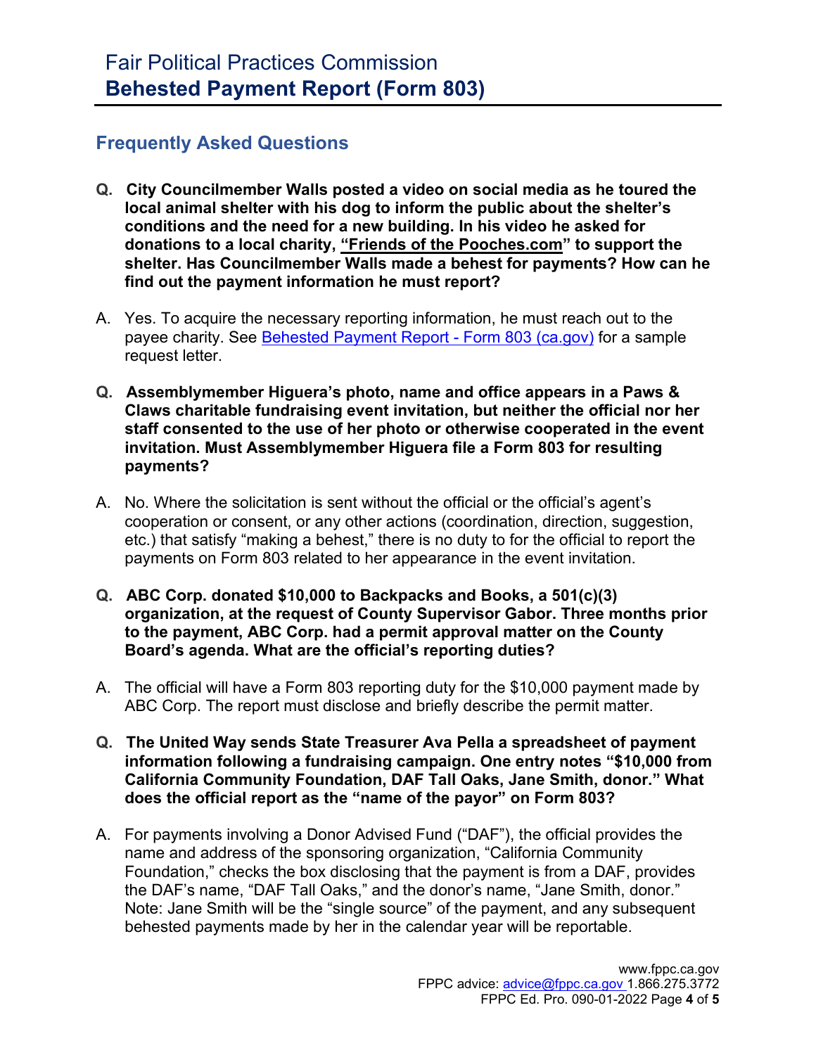# Fair Political Practices Commission
## Behested Payment Report (Form 803)

### Frequently Asked Questions

**Q. City Councilmember Walls posted a video on social media as he toured the local animal shelter with his dog to inform the public about the shelter's conditions and the need for a new building. In his video he asked for donations to a local charity, "Friends of the Pooches.com" to support the shelter. Has Councilmember Walls made a behest for payments? How can he find out the payment information he must report?**

A. Yes. To acquire the necessary reporting information, he must reach out to the payee charity. See [Behested Payment Report - Form 803 (ca.gov)](Behested Payment Report - Form 803 (ca.gov)) for a sample request letter.

**Q. Assemblymember Higuera's photo, name and office appears in a Paws & Claws charitable fundraising event invitation, but neither the official nor her staff consented to the use of her photo or otherwise cooperated in the event invitation. Must Assemblymember Higuera file a Form 803 for resulting payments?**

A. No. Where the solicitation is sent without the official or the official's agent's cooperation or consent, or any other actions (coordination, direction, suggestion, etc.) that satisfy "making a behest," there is no duty to for the official to report the payments on Form 803 related to her appearance in the event invitation.

**Q. ABC Corp. donated $10,000 to Backpacks and Books, a 501(c)(3) organization, at the request of County Supervisor Gabor. Three months prior to the payment, ABC Corp. had a permit approval matter on the County Board's agenda. What are the official's reporting duties?**

A. The official will have a Form 803 reporting duty for the $10,000 payment made by ABC Corp. The report must disclose and briefly describe the permit matter.

**Q. The United Way sends State Treasurer Ava Pella a spreadsheet of payment information following a fundraising campaign. One entry notes "$10,000 from California Community Foundation, DAF Tall Oaks, Jane Smith, donor." What does the official report as the "name of the payor" on Form 803?**

A. For payments involving a Donor Advised Fund ("DAF"), the official provides the name and address of the sponsoring organization, "California Community Foundation," checks the box disclosing that the payment is from a DAF, provides the DAF's name, "DAF Tall Oaks," and the donor's name, "Jane Smith, donor." Note: Jane Smith will be the "single source" of the payment, and any subsequent behested payments made by her in the calendar year will be reportable.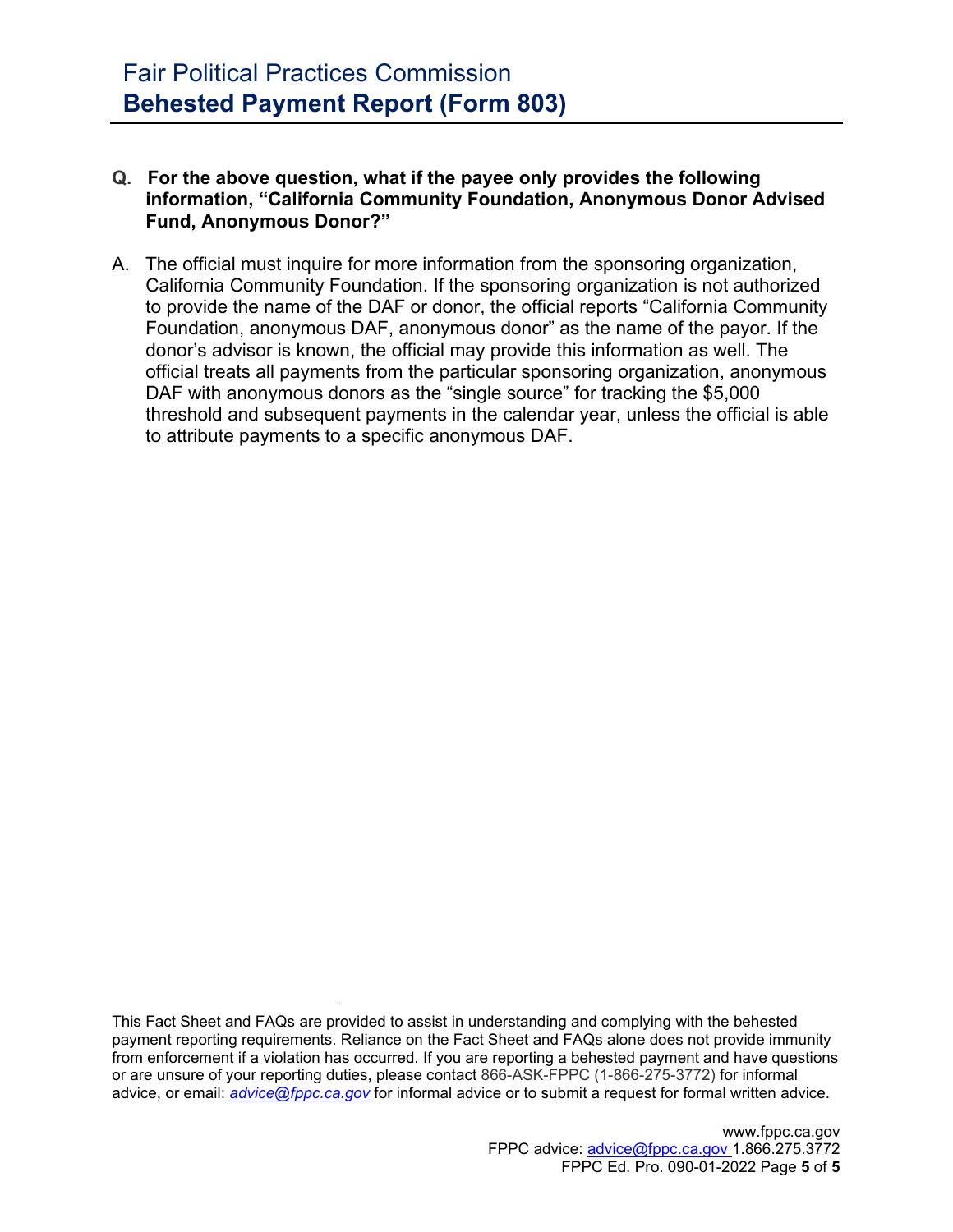**Q. For the above question, what if the payee only provides the following information, "California Community Foundation, Anonymous Donor Advised Fund, Anonymous Donor?"**

A. The official must inquire for more information from the sponsoring organization, California Community Foundation. If the sponsoring organization is not authorized to provide the name of the DAF or donor, the official reports "California Community Foundation, anonymous DAF, anonymous donor" as the name of the payor. If the donor's advisor is known, the official may provide this information as well. The official treats all payments from the particular sponsoring organization, anonymous DAF with anonymous donors as the "single source" for tracking the $5,000 threshold and subsequent payments in the calendar year, unless the official is able to attribute payments to a specific anonymous DAF.

---

This Fact Sheet and FAQs are provided to assist in understanding and complying with the behested payment reporting requirements. Reliance on the Fact Sheet and FAQs alone does not provide immunity from enforcement if a violation has occurred. If you are reporting a behested payment and have questions or are unsure of your reporting duties, please contact 866-ASK-FPPC (1-866-275-3772) for informal advice, or email: *advice@fppc.ca.gov* for informal advice or to submit a request for formal written advice.